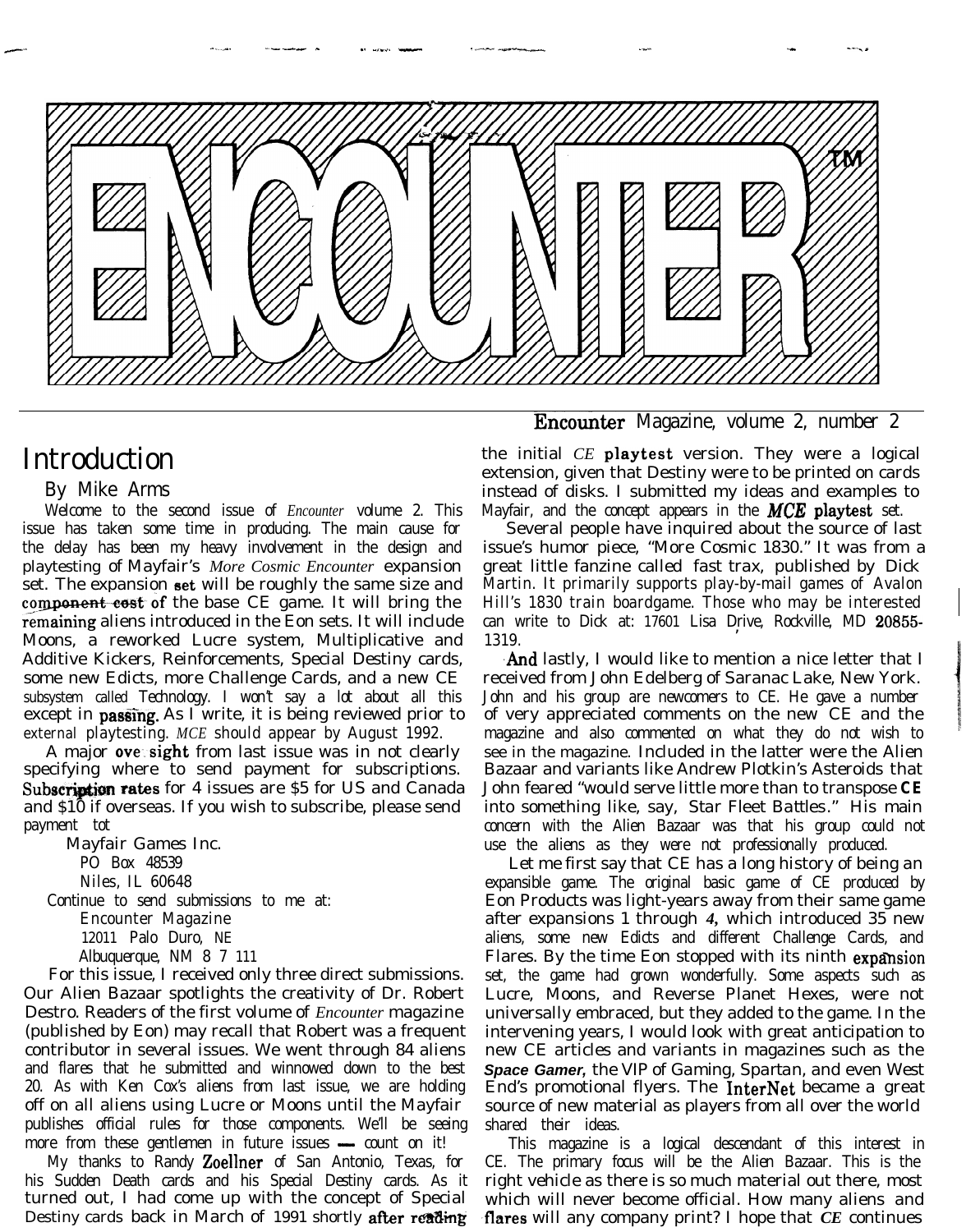# ENCOUNTER™

**Encounter** Magazine, volume 2, number 2

## Introduction

By Mike Arms

Welcome to the second issue of *Encounter* volume 2. This issue has taken some time in producing. The main cause for the delay has been my heavy involvement in the design and playtesting of Mayfair's *More Cosmic Encounter* expansion set. The expansion set will be roughly the same size and component cost of the base CE game. It will bring the remaining aliens introduced in the Eon sets. It will include Moons, a reworked Lucre system, Multiplicative and Additive Kickers, Reinforcements, Special Destiny cards, some new Edicts, more Challenge Cards, and a new CE subsystem called Technology. I won't say a lot about all this except in passing. As I write, it is being reviewed prior to external playtesting. *MCE* should appear by August 1992.

A major oversight from last issue was in not clearly specifying where to send payment for subscriptions. **Subscription rates** for 4 issues are $5 for US and Canada and $10 if overseas. If you wish to subscribe, please send payment tot

Mayfair Games Inc.
PO Box 48539
Niles, IL 60648

Continue to send submissions to me at:

Encounter Magazine
12011 Palo Duro, NE
Albuquerque, NM 8 7 111

For this issue, I received only three direct submissions. Our Alien Bazaar spotlights the creativity of Dr. Robert Destro. Readers of the first volume of *Encounter* magazine (published by Eon) may recall that Robert was a frequent contributor in several issues. We went through 84 aliens and flares that he submitted and winnowed down to the best 20. As with Ken Cox's aliens from last issue, we are holding off on all aliens using Lucre or Moons until the Mayfair publishes official rules for those components. We'll be seeing more from these gentlemen in future issues — count on it!

My thanks to Randy Zoellner of San Antonio, Texas, for his Sudden Death cards and his Special Destiny cards. As it turned out, I had come up with the concept of Special Destiny cards back in March of 1991 shortly after reading the initial *CE* **playtest** version. They were a logical extension, given that Destiny were to be printed on cards instead of disks. I submitted my ideas and examples to Mayfair, and the concept appears in the ***MCE* playtest** set.

Several people have inquired about the source of last issue's humor piece, "More Cosmic 1830." It was from a great little fanzine called fast trax, published by Dick Martin. It primarily supports play-by-mail games of Avalon Hill's 1830 train boardgame. Those who may be interested can write to Dick at: 17601 Lisa Drive, Rockville, MD 20855-1319.

**And** lastly, I would like to mention a nice letter that I received from John Edelberg of Saranac Lake, New York. John and his group are newcomers to CE. He gave a number of very appreciated comments on the new CE and the magazine and also commented on what they do not wish to see in the magazine. Included in the latter were the Alien Bazaar and variants like Andrew Plotkin's Asteroids that John feared "would serve little more than to transpose **CE** into something like, say, Star Fleet Battles." His main concern with the Alien Bazaar was that his group could not use the aliens as they were not professionally produced.

Let me first say that CE has a long history of being an expansible game. The original basic game of CE produced by Eon Products was light-years away from their same game after expansions 1 through *4*, which introduced 35 new aliens, some new Edicts and different Challenge Cards, and Flares. By the time Eon stopped with its ninth expansion set, the game had grown wonderfully. Some aspects such as Lucre, Moons, and Reverse Planet Hexes, were not universally embraced, but they added to the game. In the intervening years, I would look with great anticipation to new CE articles and variants in magazines such as the ***Space Gamer***, the VIP of Gaming, Spartan, and even West End's promotional flyers. The InterNet became a great source of new material as players from all over the world shared their ideas.

This magazine is a logical descendant of this interest in CE. The primary focus will be the Alien Bazaar. This is the right vehicle as there is so much material out there, most which will never become official. How many aliens and flares will any company print? I hope that ***CE*** continues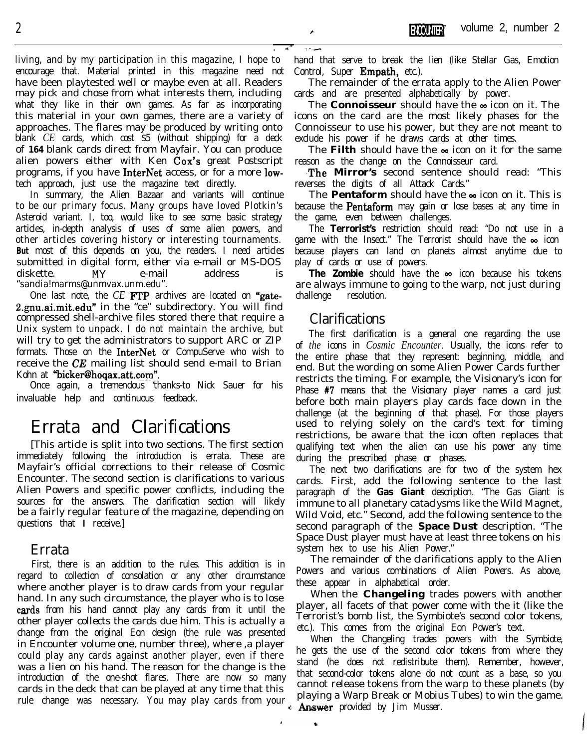living, and by my participation in this magazine, I hope to encourage that. Material printed in this magazine need not have been playtested well or maybe even at all. Readers may pick and chose from what interests them, including what they like in their own games. As far as incorporating this material in your own games, there are a variety of approaches. The flares may be produced by writing onto blank *CE* cards, which cost $5 (without shipping) for a deck of **164** blank cards direct from Mayfair. You can produce alien powers either with Ken Cox's great Postscript programs, if you have InterNet access, or for a more low-tech approach, just use the magazine text directly.

In summary, the Alien Bazaar and variants will continue to be our primary focus. Many groups have loved Plotkin's Asteroid variant. I, too, would like to see some basic strategy articles, in-depth analysis of uses of some alien powers, and other articles covering history or interesting tournaments. **But** most of this depends on you, the readers. I need articles submitted in digital form, either via e-mail or MS-DOS diskette. MY e-mail address is "sandia!marms@unmvax.unm.edu".

One last note, the *CE* FTP archives are located on "gate-2.gnu.ai.mit.edu" in the "ce" subdirectory. You will find compressed shell-archive files stored there that require a Unix system to unpack. I do not maintain the archive, but will try to get the administrators to support ARC or ZIP formats. Those on the InterNet or CompuServe who wish to receive the *CE* mailing list should send e-mail to Brian Kohn at "bicker@hoqax.att.com".

Once again, a tremendous thanks to Nick Sauer for his invaluable help and continuous feedback.

# Errata and Clarifications

[This article is split into two sections. The first section immediately following the introduction is errata. These are Mayfair's official corrections to their release of Cosmic Encounter. The second section is clarifications to various Alien Powers and specific power conflicts, including the sources for the answers. The clarification section will likely be a fairly regular feature of the magazine, depending on questions that I receive.]

## Errata

First, there is an addition to the rules. This addition is in regard to collection of consolation or any other circumstance where another player is to draw cards from your regular hand. In any such circumstance, the player who is to lose cards from his hand cannot play any cards from it until the other player collects the cards due him. This is actually a change from the original Eon design (the rule was presented in Encounter volume one, number three), where a player could play any cards against another player, even if there was a lien on his hand. The reason for the change is the introduction of the one-shot flares. There are now so many cards in the deck that can be played at any time that this rule change was necessary. You may play cards from your hand that serve to break the lien (like Stellar Gas, Emotion Control, Super Empath, etc.).

The remainder of the errata apply to the Alien Power cards and are presented alphabetically by power.

The **Connoisseur** should have the ∞ icon on it. The icons on the card are the most likely phases for the Connoisseur to use his power, but they are not meant to exclude his power if he draws cards at other times.

The **Filth** should have the ∞ icon on it for the same reason as the change on the Connoisseur card.

The **Mirror's** second sentence should read: "This reverses the digits of all Attack Cards."

The **Pentaform** should have the ∞ icon on it. This is because the Pentaform may gain or lose bases at any time in the game, even between challenges.

The **Terrorist's** restriction should read: "Do not use in a game with the Insect." The Terrorist should have the ∞ icon because players can land on planets almost anytime due to play of cards or use of powers.

**The Zombie** should have the ∞ icon because his tokens are always immune to going to the warp, not just during challenge resolution.

## Clarifications

The first clarification is a general one regarding the use of *the* icons in *Cosmic Encounter*. Usually, the icons refer to the entire phase that they represent: beginning, middle, and end. But the wording on some Alien Power Cards further restricts the timing. For example, the Visionary's icon for Phase #7 means that the Visionary player names a card just before both main players play cards face down in the challenge (at the beginning of that phase). For those players used to relying solely on the card's text for timing restrictions, be aware that the icon often replaces that qualifying text when the alien can use his power any time during the prescribed phase or phases.

The next two clarifications are for two of the system hex cards. First, add the following sentence to the last paragraph of the **Gas Giant** description. "The Gas Giant is immune to all planetary cataclysms like the Wild Magnet, Wild Void, etc." Second, add the following sentence to the second paragraph of the **Space Dust** description. "The Space Dust player must have at least three tokens on his system hex to use his Alien Power."

The remainder of the clarifications apply to the Alien Powers and various combinations of Alien Powers. As above, these appear in alphabetical order.

When the **Changeling** trades powers with another player, all facets of that power come with the it (like the Terrorist's bomb list, the Symbiote's second color tokens, etc.). This comes from the original Eon Power's text.

When the Changeling trades powers with the Symbiote, he gets the use of the second color tokens from where they stand (he does not redistribute them). Remember, however, that second-color tokens alone do not count as a base, so you cannot release tokens from the warp to these planets (by playing a Warp Break or Mobius Tubes) to win the game. **Answer** provided by Jim Musser.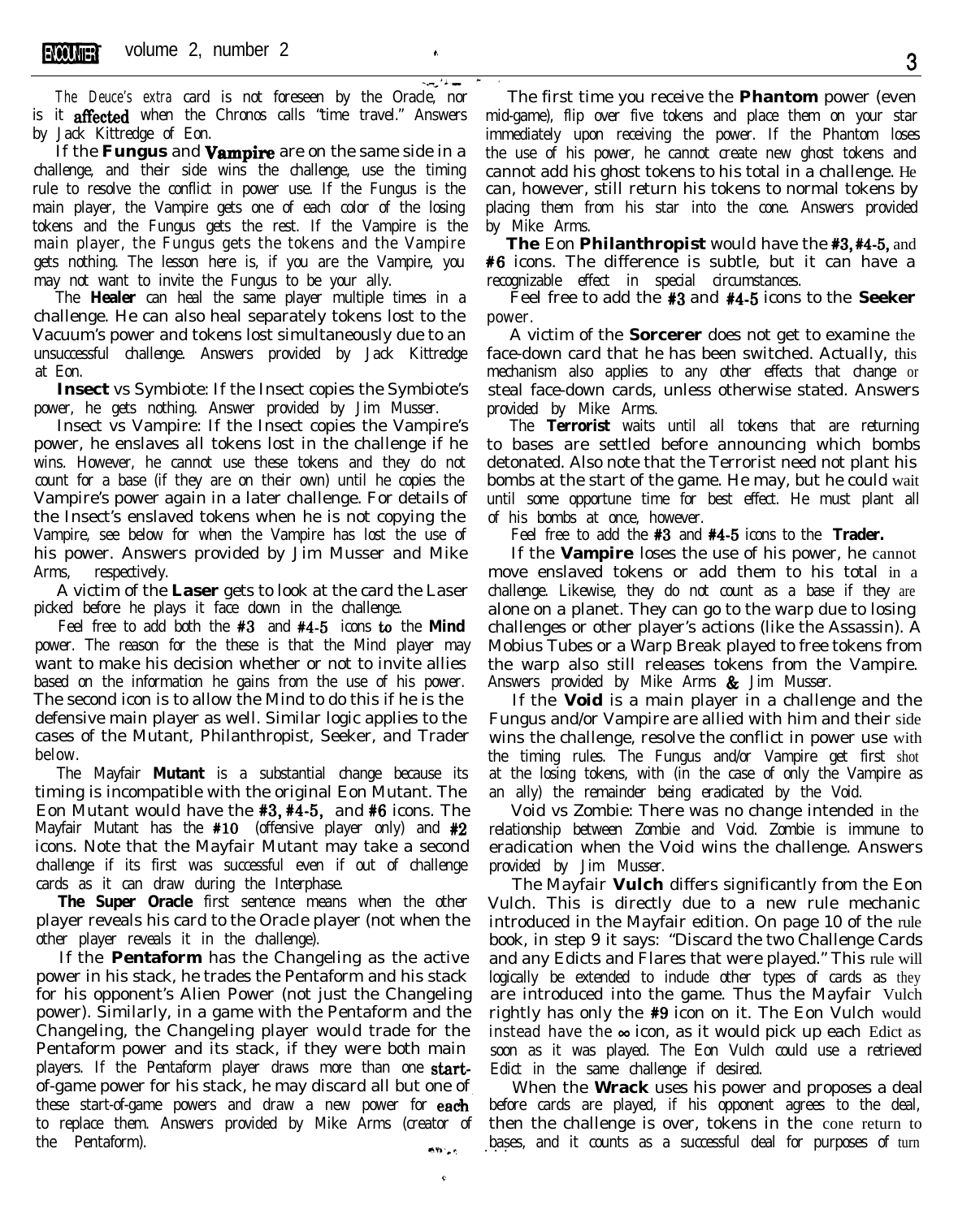*The Deuce's extra* card is not foreseen by the Oracle, nor is it affected when the Chronos calls "time travel." Answers by Jack Kittredge of Eon.

If the **Fungus** and **Vampire** are on the same side in a challenge, and their side wins the challenge, use the timing rule to resolve the conflict in power use. If the Fungus is the main player, the Vampire gets one of each color of the losing tokens and the Fungus gets the rest. If the Vampire is the main player, the Fungus gets the tokens and the Vampire gets nothing. The lesson here is, if you are the Vampire, you may not want to invite the Fungus to be your ally.

The **Healer** can heal the same player multiple times in a challenge. He can also heal separately tokens lost to the Vacuum's power and tokens lost simultaneously due to an unsuccessful challenge. Answers provided by Jack Kittredge at Eon.

**Insect** vs Symbiote: If the Insect copies the Symbiote's power, he gets nothing. Answer provided by Jim Musser.

Insect vs Vampire: If the Insect copies the Vampire's power, he enslaves all tokens lost in the challenge if he wins. However, he cannot use these tokens and they do not count for a base (if they are on their own) until he copies the Vampire's power again in a later challenge. For details of the Insect's enslaved tokens when he is not copying the Vampire, see below for when the Vampire has lost the use of his power. Answers provided by Jim Musser and Mike Arms, respectively.

A victim of the **Laser** gets to look at the card the Laser picked before he plays it face down in the challenge.

Feel free to add both the #3 and #4-5 icons to the **Mind** power. The reason for the these is that the Mind player may want to make his decision whether or not to invite allies based on the information he gains from the use of his power. The second icon is to allow the Mind to do this if he is the defensive main player as well. Similar logic applies to the cases of the Mutant, Philanthropist, Seeker, and Trader below.

The Mayfair **Mutant** is a substantial change because its timing is incompatible with the original Eon Mutant. The Eon Mutant would have the #3, #4-5, and #6 icons. The Mayfair Mutant has the #10 (offensive player only) and #2 icons. Note that the Mayfair Mutant may take a second challenge if its first was successful even if out of challenge cards as it can draw during the Interphase.

**The Super Oracle** first sentence means when the other player reveals his card to the Oracle player (not when the other player reveals it in the challenge).

If the **Pentaform** has the Changeling as the active power in his stack, he trades the Pentaform and his stack for his opponent's Alien Power (not just the Changeling power). Similarly, in a game with the Pentaform and the Changeling, the Changeling player would trade for the Pentaform power and its stack, if they were both main players. If the Pentaform player draws more than one start-of-game power for his stack, he may discard all but one of these start-of-game powers and draw a new power for each to replace them. Answers provided by Mike Arms (creator of the Pentaform).

The first time you receive the **Phantom** power (even mid-game), flip over five tokens and place them on your star immediately upon receiving the power. If the Phantom loses the use of his power, he cannot create new ghost tokens and cannot add his ghost tokens to his total in a challenge. He can, however, still return his tokens to normal tokens by placing them from his star into the cone. Answers provided by Mike Arms.

**The** Eon **Philanthropist** would have the #3, #4-5, and #6 icons. The difference is subtle, but it can have a recognizable effect in special circumstances.

Feel free to add the #3 and #4-5 icons to the **Seeker** power.

A victim of the **Sorcerer** does not get to examine the face-down card that he has been switched. Actually, this mechanism also applies to any other effects that change or steal face-down cards, unless otherwise stated. Answers provided by Mike Arms.

The **Terrorist** waits until all tokens that are returning to bases are settled before announcing which bombs detonated. Also note that the Terrorist need not plant his bombs at the start of the game. He may, but he could wait until some opportune time for best effect. He must plant all of his bombs at once, however.

Feel free to add the #3 and #4-5 icons to the **Trader.**

If the **Vampire** loses the use of his power, he cannot move enslaved tokens or add them to his total in a challenge. Likewise, they do not count as a base if they are alone on a planet. They can go to the warp due to losing challenges or other player's actions (like the Assassin). A Mobius Tubes or a Warp Break played to free tokens from the warp also still releases tokens from the Vampire. Answers provided by Mike Arms & Jim Musser.

If the **Void** is a main player in a challenge and the Fungus and/or Vampire are allied with him and their side wins the challenge, resolve the conflict in power use with the timing rules. The Fungus and/or Vampire get first shot at the losing tokens, with (in the case of only the Vampire as an ally) the remainder being eradicated by the Void.

Void vs Zombie: There was no change intended in the relationship between Zombie and Void. Zombie is immune to eradication when the Void wins the challenge. Answers provided by Jim Musser.

The Mayfair **Vulch** differs significantly from the Eon Vulch. This is directly due to a new rule mechanic introduced in the Mayfair edition. On page 10 of the rule book, in step 9 it says: "Discard the two Challenge Cards and any Edicts and Flares that were played." This rule will logically be extended to include other types of cards as they are introduced into the game. Thus the Mayfair Vulch rightly has only the #9 icon on it. The Eon Vulch would instead have the ∞ icon, as it would pick up each Edict as soon as it was played. The Eon Vulch could use a retrieved Edict in the same challenge if desired.

When the **Wrack** uses his power and proposes a deal before cards are played, if his opponent agrees to the deal, then the challenge is over, tokens in the cone return to bases, and it counts as a successful deal for purposes of turn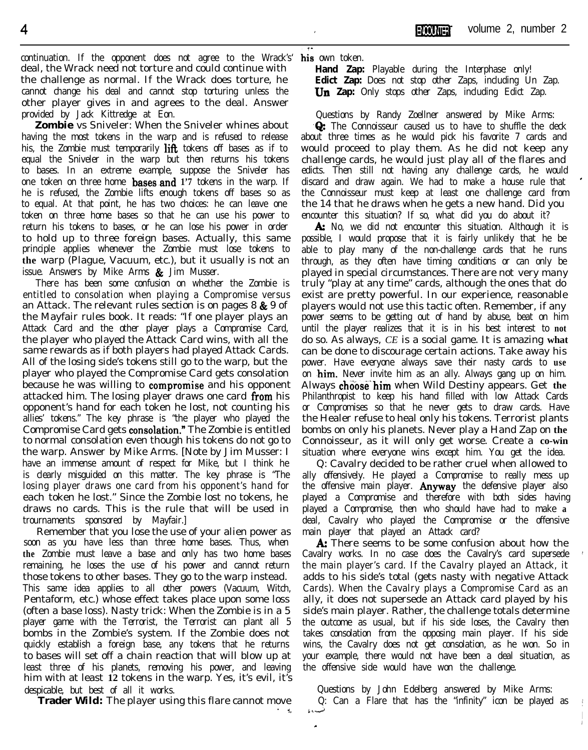continuation. If the opponent does not agree to the Wrack's' deal, the Wrack need not torture and could continue with the challenge as normal. If the Wrack does torture, he cannot change his deal and cannot stop torturing unless the other player gives in and agrees to the deal. Answer provided by Jack Kittredge at Eon.

**Zombie** vs Sniveler: When the Sniveler whines about having the most tokens in the warp and is refused to release his, the Zombie must temporarily lift tokens off bases as if to equal the Sniveler in the warp but then returns his tokens to bases. In an extreme example, suppose the Sniveler has one token on three home bases and 17 tokens in the warp. If he is refused, the Zombie lifts enough tokens off bases so as to equal. At that point, he has two choices: he can leave one token on three home bases so that he can use his power to return his tokens to bases, or he can lose his power in order to hold up to three foreign bases. Actually, this same principle applies whenever the Zombie must lose tokens to the warp (Plague, Vacuum, etc.), but it usually is not an issue. Answers by Mike Arms & Jim Musser.

There has been some confusion on whether the Zombie is entitled to consolation when playing a Compromise versus an Attack. The relevant rules section is on pages 8 & 9 of the Mayfair rules book. It reads: "If one player plays an Attack Card and the other player plays a Compromise Card, the player who played the Attack Card wins, with all the same rewards as if both players had played Attack Cards. All of the losing side's tokens still go to the warp, but the player who played the Compromise Card gets consolation because he was willing to compromise and his opponent attacked him. The losing player draws one card from his opponent's hand for each token he lost, not counting his allies' tokens." The key phrase is "the player who played the Compromise Card gets consolation." The Zombie is entitled to normal consolation even though his tokens do not go to the warp. Answer by Mike Arms. [Note by Jim Musser: I have an immense amount of respect for Mike, but I think he is clearly misguided on this matter. The key phrase is "The losing player draws one card from his opponent's hand for each token he lost." Since the Zombie lost no tokens, he draws no cards. This is the rule that will be used in trournaments sponsored by Mayfair.]

Remember that you lose the use of your alien power as soon as you have less than three home bases. Thus, when the Zombie must leave a base and only has two home bases remaining, he loses the use of his power and cannot return those tokens to other bases. They go to the warp instead. This same idea applies to all other powers (Vacuum, Witch, Pentaform, etc.) whose effect takes place upon some loss (often a base loss). Nasty trick: When the Zombie is in a 5 player game with the Terrorist, the Terrorist can plant all 5 bombs in the Zombie's system. If the Zombie does not quickly establish a foreign base, any tokens that he returns to bases will set off a chain reaction that will blow up at least three of his planets, removing his power, and leaving him with at least 12 tokens in the warp. Yes, it's evil, it's despicable, but best of all it works.

**Trader Wild:** The player using this flare cannot move his own token.

**Hand Zap:** Playable during the Interphase only!
**Edict Zap:** Does not stop other Zaps, including Un Zap.
**Un Zap:** Only stops other Zaps, including Edict Zap.

Questions by Randy Zoellner answered by Mike Arms:

**Q:** The Connoisseur caused us to have to shuffle the deck about three times as he would pick his favorite 7 cards and would proceed to play them. As he did not keep any challenge cards, he would just play all of the flares and edicts. Then still not having any challenge cards, he would discard and draw again. We had to make a house rule that the Connoisseur must keep at least one challenge card from the 14 that he draws when he gets a new hand. Did you encounter this situation? If so, what did you do about it?

**A:** No, we did not encounter this situation. Although it is possible, I would propose that it is fairly unlikely that he be able to play many of the non-challenge cards that he runs through, as they often have timing conditions or can only be played in special circumstances. There are not very many truly "play at any time" cards, although the ones that do exist are pretty powerful. In our experience, reasonable players would not use this tactic often. Remember, if any power seems to be getting out of hand by abuse, beat on him until the player realizes that it is in his best interest to not do so. As always, *CE* is a social game. It is amazing what can be done to discourage certain actions. Take away his power. Have everyone always save their nasty cards to use on him. Never invite him as an ally. Always gang up on him. Always choose him when Wild Destiny appears. Get the Philanthropist to keep his hand filled with low Attack Cards or Compromises so that he never gets to draw cards. Have the Healer refuse to heal only his tokens. Terrorist plants bombs on only his planets. Never play a Hand Zap on the Connoisseur, as it will only get worse. Create a co-win situation where everyone wins except him. You get the idea.

Q: Cavalry decided to be rather cruel when allowed to ally offensively. He played a Compromise to really mess up the offensive main player. Anyway the defensive player also played a Compromise and therefore with both sides having played a Compromise, then who should have had to make a deal, Cavalry who played the Compromise or the offensive main player that played an Attack card?

**A:** There seems to be some confusion about how the Cavalry works. In no case does the Cavalry's card supersede the main player's card. If the Cavalry played an Attack, it adds to his side's total (gets nasty with negative Attack Cards). When the Cavalry plays a Compromise Card as an ally, it does not supersede an Attack card played by his side's main player. Rather, the challenge totals determine the outcome as usual, but if his side loses, the Cavalry then takes consolation from the opposing main player. If his side wins, the Cavalry does not get consolation, as he won. So in your example, there would not have been a deal situation, as the offensive side would have won the challenge.

Questions by John Edelberg answered by Mike Arms:

Q: Can a Flare that has the "infinity" icon be played as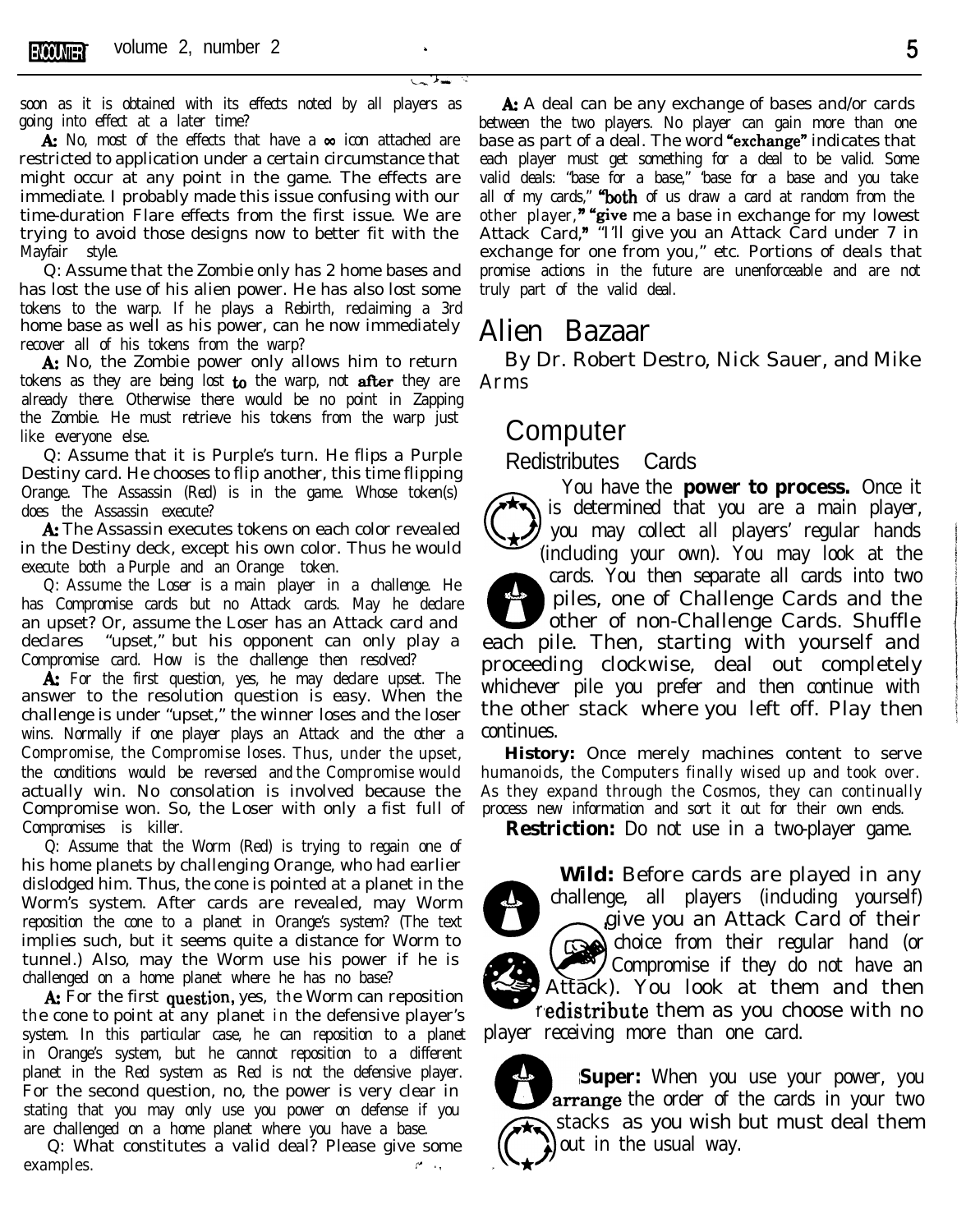soon as it is obtained with its effects noted by all players as going into effect at a later time?

**A:** No, most of the effects that have a ∞ icon attached are restricted to application under a certain circumstance that might occur at any point in the game. The effects are immediate. I probably made this issue confusing with our time-duration Flare effects from the first issue. We are trying to avoid those designs now to better fit with the Mayfair style.

Q: Assume that the Zombie only has 2 home bases and has lost the use of his alien power. He has also lost some tokens to the warp. If he plays a Rebirth, reclaiming a 3rd home base as well as his power, can he now immediately recover all of his tokens from the warp?

**A:** No, the Zombie power only allows him to return tokens as they are being lost **to** the warp, not **after** they are already there. Otherwise there would be no point in Zapping the Zombie. He must retrieve his tokens from the warp just like everyone else.

Q: Assume that it is Purple's turn. He flips a Purple Destiny card. He chooses to flip another, this time flipping Orange. The Assassin (Red) is in the game. Whose token(s) does the Assassin execute?

**A:** The Assassin executes tokens on each color revealed in the Destiny deck, except his own color. Thus he would execute both a Purple and an Orange token.

Q: Assume the Loser is a main player in a challenge. He has Compromise cards but no Attack cards. May he declare an upset? Or, assume the Loser has an Attack card and declares "upset," but his opponent can only play a Compromise card. How is the challenge then resolved?

**A:** For the first question, yes, he may declare upset. The answer to the resolution question is easy. When the challenge is under "upset," the winner loses and the loser wins. Normally if one player plays an Attack and the other a Compromise, the Compromise loses. Thus, under the upset, the conditions would be reversed and the Compromise would actually win. No consolation is involved because the Compromise won. So, the Loser with only a fist full of Compromises is killer.

Q: Assume that the Worm (Red) is trying to regain one of his home planets by challenging Orange, who had earlier dislodged him. Thus, the cone is pointed at a planet in the Worm's system. After cards are revealed, may Worm reposition the cone to a planet in Orange's system? (The text implies such, but it seems quite a distance for Worm to tunnel.) Also, may the Worm use his power if he is challenged on a home planet where he has no base?

**A:** For the first **question,** yes, the Worm can reposition the cone to point at any planet in the defensive player's system. In this particular case, he can reposition to a planet in Orange's system, but he cannot reposition to a different planet in the Red system as Red is not the defensive player. For the second question, no, the power is very clear in stating that you may only use you power on defense if you are challenged on a home planet where you have a base.

Q: What constitutes a valid deal? Please give some examples.

**A:** A deal can be any exchange of bases and/or cards between the two players. No player can gain more than one base as part of a deal. The word **"exchange"** indicates that each player must get something for a deal to be valid. Some valid deals: "base for a base," "base for a base and you take all of my cards," **"both** of us draw a card at random from the other player," **"give** me a base in exchange for my lowest Attack Card," "I'll give you an Attack Card under 7 in exchange for one from you," etc. Portions of deals that promise actions in the future are unenforceable and are not truly part of the valid deal.

# Alien Bazaar

By Dr. Robert Destro, Nick Sauer, and Mike Arms

## Computer

### Redistributes Cards

You have the **power to process.** Once it is determined that you are a main player, you may collect all players' regular hands (including your own). You may look at the cards. You then separate all cards into two piles, one of Challenge Cards and the other of non-Challenge Cards. Shuffle each pile. Then, starting with yourself and proceeding clockwise, deal out completely whichever pile you prefer and then continue with the other stack where you left off. Play then continues.

**History:** Once merely machines content to serve humanoids, the Computers finally wised up and took over. As they expand through the Cosmos, they can continually process new information and sort it out for their own ends.

**Restriction:** Do not use in a two-player game.

**Wild:** Before cards are played in any challenge, all players (including yourself) give you an Attack Card of their choice from their regular hand (or Compromise if they do not have an Attack). You look at them and then redistribute them as you choose with no player receiving more than one card.

**Super:** When you use your power, you **arrange** the order of the cards in your two stacks as you wish but must deal them out in the usual way.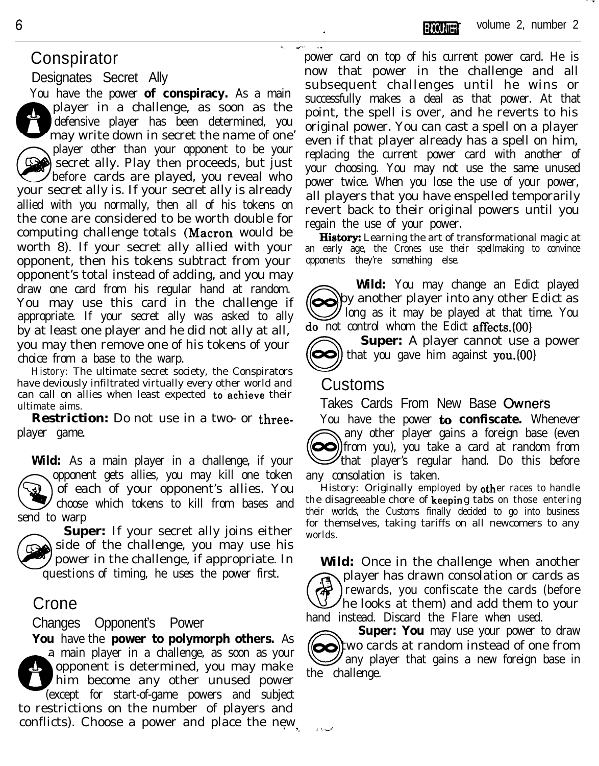## Conspirator

### Designates Secret Ally

You have the power **of conspiracy.** As a main player in a challenge, as soon as the defensive player has been determined, you may write down in secret the name of one player other than your opponent to be your secret ally. Play then proceeds, but just before cards are played, you reveal who your secret ally is. If your secret ally is already allied with you normally, then all of his tokens on the cone are considered to be worth double for computing challenge totals (Macron would be worth 8). If your secret ally allied with your opponent, then his tokens subtract from your opponent's total instead of adding, and you may draw one card from his regular hand at random. You may use this card in the challenge if appropriate. If your secret ally was asked to ally by at least one player and he did not ally at all, you may then remove one of his tokens of your choice from a base to the warp.

*History:* The ultimate secret society, the Conspirators have deviously infiltrated virtually every other world and can call on allies when least expected to achieve their ultimate aims.

**Restriction:** Do not use in a two- or three-player game.

**Wild:** As a main player in a challenge, if your opponent gets allies, you may kill one token of each of your opponent's allies. You choose which tokens to kill from bases and send to warp

**Super:** If your secret ally joins either side of the challenge, you may use his power in the challenge, if appropriate. In questions of timing, he uses the power first.

## Crone

### Changes Opponent's Power

**You** have the **power to polymorph others.** As a main player in a challenge, as soon as your opponent is determined, you may make him become any other unused power (except for start-of-game powers and subject to restrictions on the number of players and conflicts). Choose a power and place the new power card on top of his current power card. He is now that power in the challenge and all subsequent challenges until he wins or successfully makes a deal as that power. At that point, the spell is over, and he reverts to his original power. You can cast a spell on a player even if that player already has a spell on him, replacing the current power card with another of your choosing. You may not use the same unused power twice. When you lose the use of your power, all players that you have enspelled temporarily revert back to their original powers until you regain the use of your power.

**History:** Learning the art of transformational magic at an early age, the Crones use their spellmaking to convince opponents they're something else.

**Wild:** You may change an Edict played by another player into any other Edict as long as it may be played at that time. You do not control whom the Edict affects.{00}

**Super:** A player cannot use a power that you gave him against you.{00}

## Customs

### Takes Cards From New Base Owners

You have the power **to confiscate.** Whenever any other player gains a foreign base (even from you), you take a card at random from that player's regular hand. Do this before any consolation is taken.

History: Originally employed by other races to handle the disagreeable chore of keeping tabs on those entering their worlds, the Customs finally decided to go into business for themselves, taking tariffs on all newcomers to any worlds.

**Wild:** Once in the challenge when another player has drawn consolation or cards as rewards, you confiscate the cards (before he looks at them) and add them to your hand instead. Discard the Flare when used.

**Super: You** may use your power to draw two cards at random instead of one from any player that gains a new foreign base in the challenge.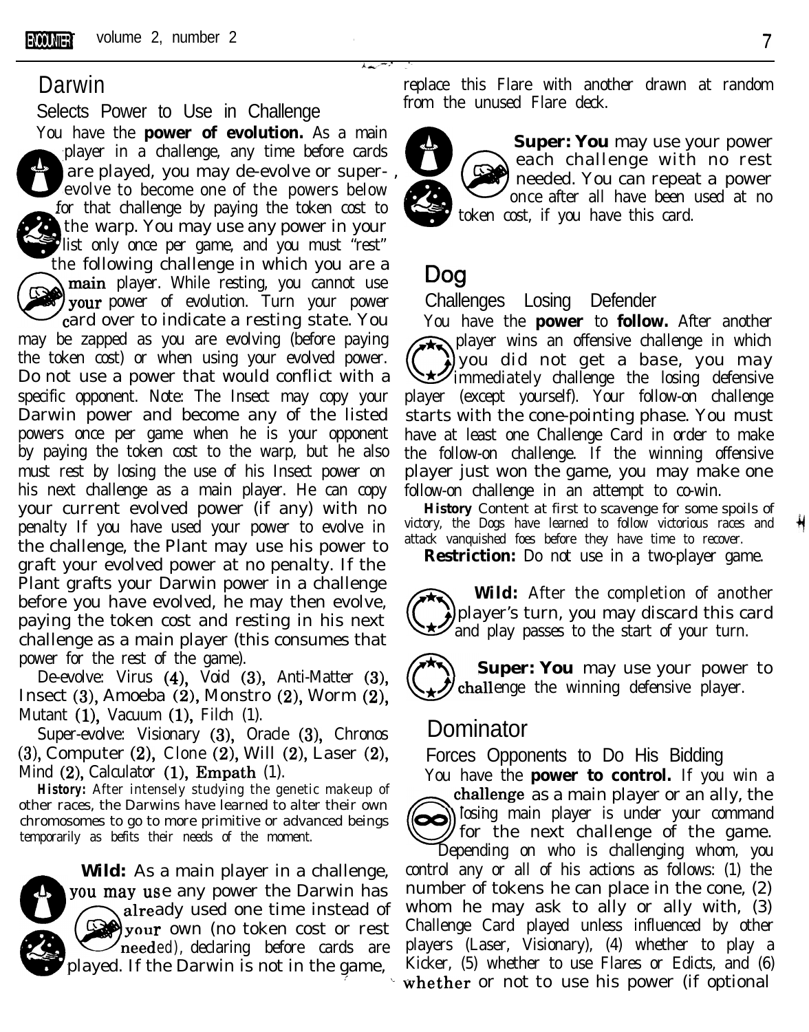## Darwin

### Selects Power to Use in Challenge

You have the **power of evolution.** As a main player in a challenge, any time before cards are played, you may de-evolve or super-evolve to become one of the powers below for that challenge by paying the token cost to the warp. You may use any power in your list only once per game, and you must "rest" the following challenge in which you are a main player. While resting, you cannot use your power of evolution. Turn your power card over to indicate a resting state. You may be zapped as you are evolving (before paying the token cost) or when using your evolved power. Do not use a power that would conflict with a specific opponent. Note: The Insect may copy your Darwin power and become any of the listed powers once per game when he is your opponent by paying the token cost to the warp, but he also must rest by losing the use of his Insect power on his next challenge as a main player. He can copy your current evolved power (if any) with no penalty If you have used your power to evolve in the challenge, the Plant may use his power to graft your evolved power at no penalty. If the Plant grafts your Darwin power in a challenge before you have evolved, he may then evolve, paying the token cost and resting in his next challenge as a main player (this consumes that power for the rest of the game).

De-evolve: Virus (4), Void (3), Anti-Matter (3), Insect (3), Amoeba (2), Monstro (2), Worm (2), Mutant (1), Vacuum (1), Filch (1).

Super-evolve: Visionary (3), Oracle (3), Chronos (3), Computer (2), Clone (2), Will (2), Laser (2), Mind (2), Calculator (1), Empath (1).

**History:** After intensely studying the genetic makeup of other races, the Darwins have learned to alter their own chromosomes to go to more primitive or advanced beings temporarily as befits their needs of the moment.

**Wild:** As a main player in a challenge, you may use any power the Darwin has already used one time instead of your own (no token cost or rest needed), declaring before cards are played. If the Darwin is not in the game, replace this Flare with another drawn at random from the unused Flare deck.

**Super: You** may use your power each challenge with no rest needed. You can repeat a power once after all have been used at no token cost, if you have this card.

## Dog

### Challenges Losing Defender

You have the **power** to **follow.** After another player wins an offensive challenge in which you did not get a base, you may immediately challenge the losing defensive player (except yourself). Your follow-on challenge starts with the cone-pointing phase. You must have at least one Challenge Card in order to make the follow-on challenge. If the winning offensive player just won the game, you may make one follow-on challenge in an attempt to co-win.

**History** Content at first to scavenge for some spoils of victory, the Dogs have learned to follow victorious races and attack vanquished foes before they have time to recover.

**Restriction:** Do not use in a two-player game.

**Wild:** After the completion of another player's turn, you may discard this card and play passes to the start of your turn.

**Super: You** may use your power to challenge the winning defensive player.

## Dominator

### Forces Opponents to Do His Bidding

You have the **power to control.** If you win a challenge as a main player or an ally, the losing main player is under your command for the next challenge of the game. Depending on who is challenging whom, you control any or all of his actions as follows: (1) the number of tokens he can place in the cone, (2) whom he may ask to ally or ally with, (3) Challenge Card played unless influenced by other players (Laser, Visionary), (4) whether to play a Kicker, (5) whether to use Flares or Edicts, and (6) whether or not to use his power (if optional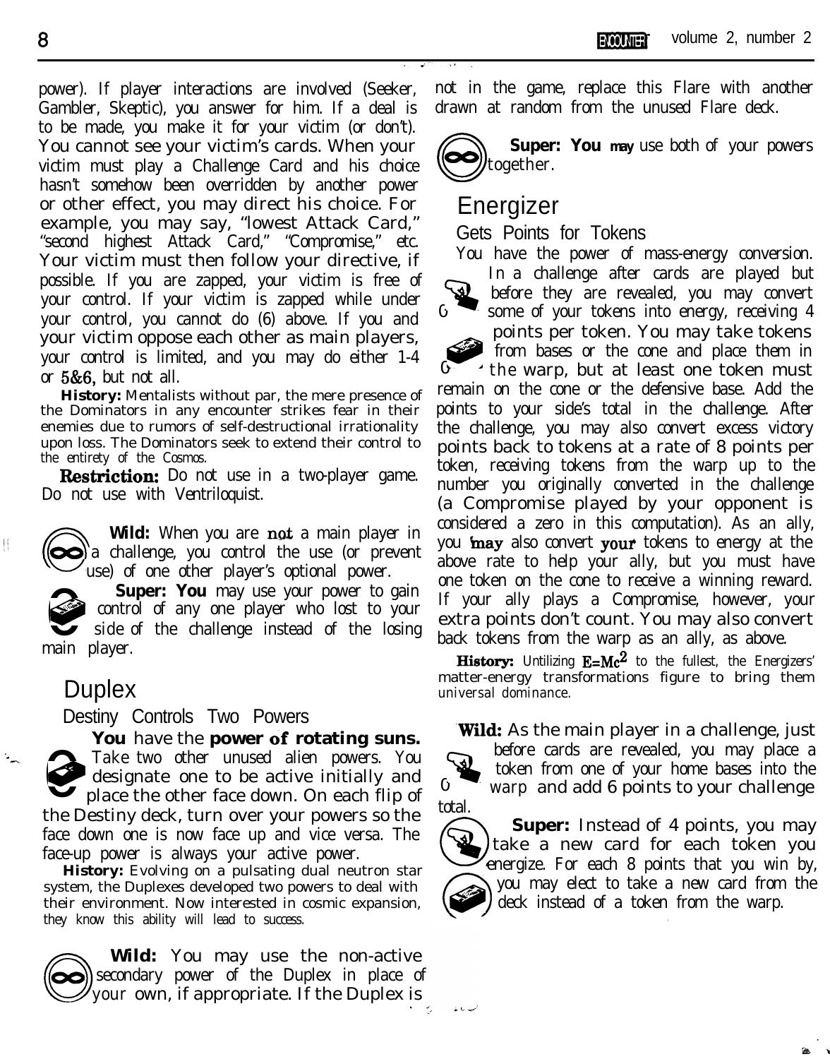power). If player interactions are involved (Seeker, Gambler, Skeptic), you answer for him. If a deal is to be made, you make it for your victim (or don't). You cannot see your victim's cards. When your victim must play a Challenge Card and his choice hasn't somehow been overridden by another power or other effect, you may direct his choice. For example, you may say, "lowest Attack Card," "second highest Attack Card," "Compromise," etc. Your victim must then follow your directive, if possible. If you are zapped, your victim is free of your control. If your victim is zapped while under your control, you cannot do (6) above. If you and your victim oppose each other as main players, your control is limited, and you may do either 1-4 or 5&6, but not all.

**History:** Mentalists without par, the mere presence of the Dominators in any encounter strikes fear in their enemies due to rumors of self-destructional irrationality upon loss. The Dominators seek to extend their control to the entirety of the Cosmos.

**Restriction:** Do not use in a two-player game. Do not use with Ventriloquist.

**Wild:** When you are not a main player in a challenge, you control the use (or prevent use) of one other player's optional power.

**Super: You** may use your power to gain control of any one player who lost to your side of the challenge instead of the losing main player.

## Duplex

### Destiny Controls Two Powers

**You** have the **power of rotating suns.** Take two other unused alien powers. You designate one to be active initially and place the other face down. On each flip of the Destiny deck, turn over your powers so the face down one is now face up and vice versa. The face-up power is always your active power.

**History:** Evolving on a pulsating dual neutron star system, the Duplexes developed two powers to deal with their environment. Now interested in cosmic expansion, they know this ability will lead to success.

**Wild:** You may use the non-active secondary power of the Duplex in place of your own, if appropriate. If the Duplex is not in the game, replace this Flare with another drawn at random from the unused Flare deck.

**Super: You** may use both of your powers together.

## Energizer

### Gets Points for Tokens

You have the power of mass-energy conversion. In a challenge after cards are played but before they are revealed, you may convert some of your tokens into energy, receiving 4 points per token. You may take tokens from bases or the cone and place them in the warp, but at least one token must remain on the cone or the defensive base. Add the points to your side's total in the challenge. After the challenge, you may also convert excess victory points back to tokens at a rate of 8 points per token, receiving tokens from the warp up to the number you originally converted in the challenge (a Compromise played by your opponent is considered a zero in this computation). As an ally, you may also convert your tokens to energy at the above rate to help your ally, but you must have one token on the cone to receive a winning reward. If your ally plays a Compromise, however, your extra points don't count. You may also convert back tokens from the warp as an ally, as above.

**History:** Untilizing $E=Mc^2$ to the fullest, the Energizers' matter-energy transformations figure to bring them universal dominance.

**Wild:** As the main player in a challenge, just before cards are revealed, you may place a token from one of your home bases into the warp and add 6 points to your challenge total.

**Super:** Instead of 4 points, you may take a new card for each token you energize. For each 8 points that you win by, you may elect to take a new card from the deck instead of a token from the warp.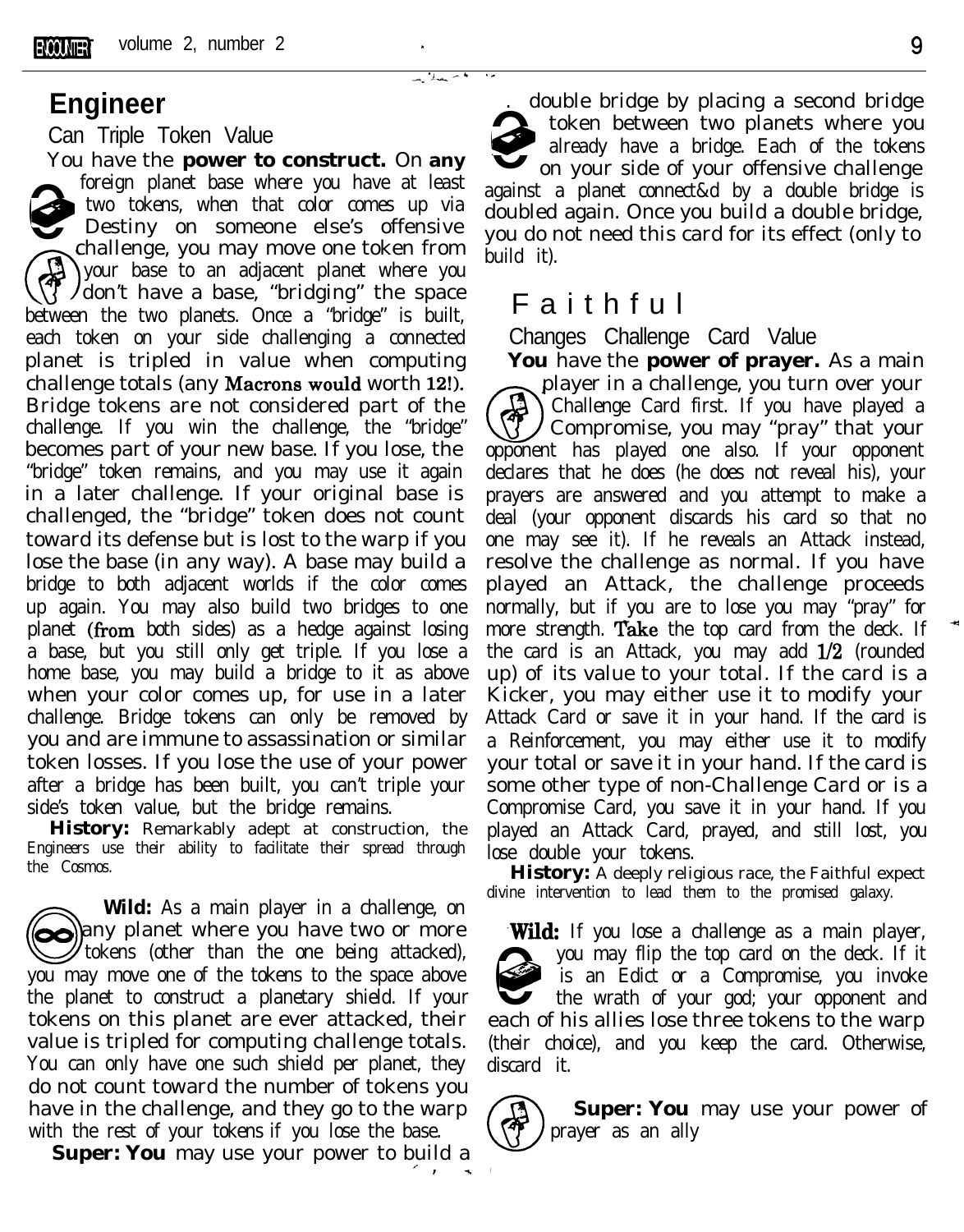## Engineer

Can Triple Token Value

You have the **power to construct.** On **any** foreign planet base where you have at least two tokens, when that color comes up via Destiny on someone else's offensive challenge, you may move one token from your base to an adjacent planet where you don't have a base, "bridging" the space between the two planets. Once a "bridge" is built, each token on your side challenging a connected planet is tripled in value when computing challenge totals (any Macrons would worth 12!). Bridge tokens are not considered part of the challenge. If you win the challenge, the "bridge" becomes part of your new base. If you lose, the "bridge" token remains, and you may use it again in a later challenge. If your original base is challenged, the "bridge" token does not count toward its defense but is lost to the warp if you lose the base (in any way). A base may build a bridge to both adjacent worlds if the color comes up again. You may also build two bridges to one planet (from both sides) as a hedge against losing a base, but you still only get triple. If you lose a home base, you may build a bridge to it as above when your color comes up, for use in a later challenge. Bridge tokens can only be removed by you and are immune to assassination or similar token losses. If you lose the use of your power after a bridge has been built, you can't triple your side's token value, but the bridge remains.

**History:** Remarkably adept at construction, the Engineers use their ability to facilitate their spread through the Cosmos.

**Wild:** As a main player in a challenge, on any planet where you have two or more tokens (other than the one being attacked), you may move one of the tokens to the space above the planet to construct a planetary shield. If your tokens on this planet are ever attacked, their value is tripled for computing challenge totals. You can only have one such shield per planet, they do not count toward the number of tokens you have in the challenge, and they go to the warp with the rest of your tokens if you lose the base.

**Super: You** may use your power to build a double bridge by placing a second bridge token between two planets where you already have a bridge. Each of the tokens on your side of your offensive challenge against a planet connect&d by a double bridge is doubled again. Once you build a double bridge, you do not need this card for its effect (only to build it).

## Faithful

Changes Challenge Card Value

**You** have the **power of prayer.** As a main player in a challenge, you turn over your Challenge Card first. If you have played a Compromise, you may "pray" that your opponent has played one also. If your opponent declares that he does (he does not reveal his), your prayers are answered and you attempt to make a deal (your opponent discards his card so that no one may see it). If he reveals an Attack instead, resolve the challenge as normal. If you have played an Attack, the challenge proceeds normally, but if you are to lose you may "pray" for more strength. Take the top card from the deck. If the card is an Attack, you may add 1/2 (rounded up) of its value to your total. If the card is a Kicker, you may either use it to modify your Attack Card or save it in your hand. If the card is a Reinforcement, you may either use it to modify your total or save it in your hand. If the card is some other type of non-Challenge Card or is a Compromise Card, you save it in your hand. If you played an Attack Card, prayed, and still lost, you lose double your tokens.

**History:** A deeply religious race, the Faithful expect divine intervention to lead them to the promised galaxy.

**Wild:** If you lose a challenge as a main player, you may flip the top card on the deck. If it is an Edict or a Compromise, you invoke the wrath of your god; your opponent and each of his allies lose three tokens to the warp (their choice), and you keep the card. Otherwise, discard it.

**Super: You** may use your power of prayer as an ally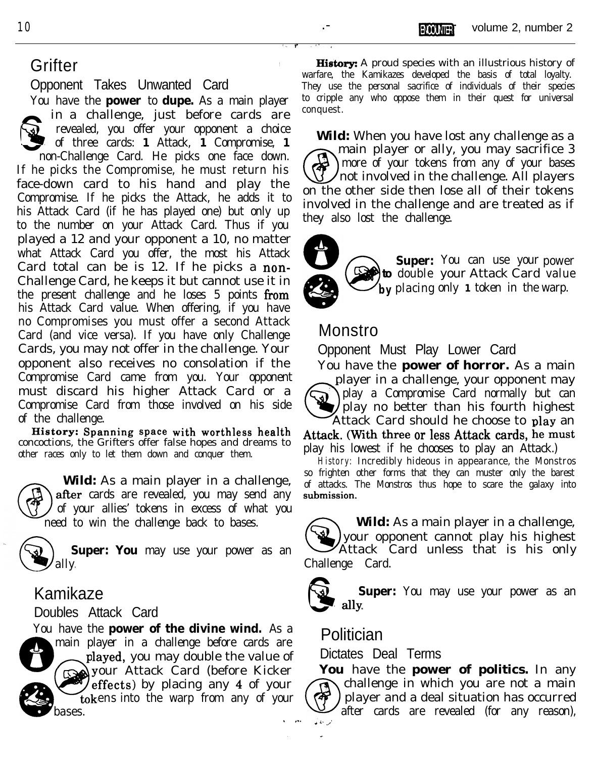## Grifter

### Opponent Takes Unwanted Card

You have the **power** to **dupe.** As a main player in a challenge, just before cards are revealed, you offer your opponent a choice of three cards: **1** Attack, **1** Compromise, **1** non-Challenge Card. He picks one face down. If he picks the Compromise, he must return his face-down card to his hand and play the Compromise. If he picks the Attack, he adds it to his Attack Card (if he has played one) but only up to the number on your Attack Card. Thus if you played a 12 and your opponent a 10, no matter what Attack Card you offer, the most his Attack Card total can be is 12. If he picks a non-Challenge Card, he keeps it but cannot use it in the present challenge and he loses 5 points from his Attack Card value. When offering, if you have no Compromises you must offer a second Attack Card (and vice versa). If you have only Challenge Cards, you may not offer in the challenge. Your opponent also receives no consolation if the Compromise Card came from you. Your opponent must discard his higher Attack Card or a Compromise Card from those involved on his side of the challenge.

**History:** Spanning space with worthless health concoctions, the Grifters offer false hopes and dreams to other races only to let them down and conquer them.

**Wild:** As a main player in a challenge, after cards are revealed, you may send any of your allies' tokens in excess of what you need to win the challenge back to bases.

**Super: You** may use your power as an ally.

## Kamikaze

### Doubles Attack Card

You have the **power of the divine wind.** As a main player in a challenge before cards are played, you may double the value of your Attack Card (before Kicker effects) by placing any 4 of your tokens into the warp from any of your bases.

**History:** A proud species with an illustrious history of warfare, the Kamikazes developed the basis of total loyalty. They use the personal sacrifice of individuals of their species to cripple any who oppose them in their quest for universal conquest.

**Wild:** When you have lost any challenge as a main player or ally, you may sacrifice 3 more of your tokens from any of your bases not involved in the challenge. All players on the other side then lose all of their tokens involved in the challenge and are treated as if they also lost the challenge.

**Super:** You can use your power to double your Attack Card value by placing only **1** token in the warp.

## Monstro

### Opponent Must Play Lower Card

You have the **power of horror.** As a main player in a challenge, your opponent may play a Compromise Card normally but can play no better than his fourth highest Attack Card should he choose to play an Attack. (With three or less Attack cards, he must play his lowest if he chooses to play an Attack.)

*History:* Incredibly hideous in appearance, the Monstros so frighten other forms that they can muster only the barest of attacks. The Monstros thus hope to scare the galaxy into submission.

**Wild:** As a main player in a challenge, your opponent cannot play his highest Attack Card unless that is his only Challenge Card.

**Super:** You may use your power as an ally.

## Politician

### Dictates Deal Terms

**You** have the **power of politics.** In any challenge in which you are not a main player and a deal situation has occurred after cards are revealed (for any reason),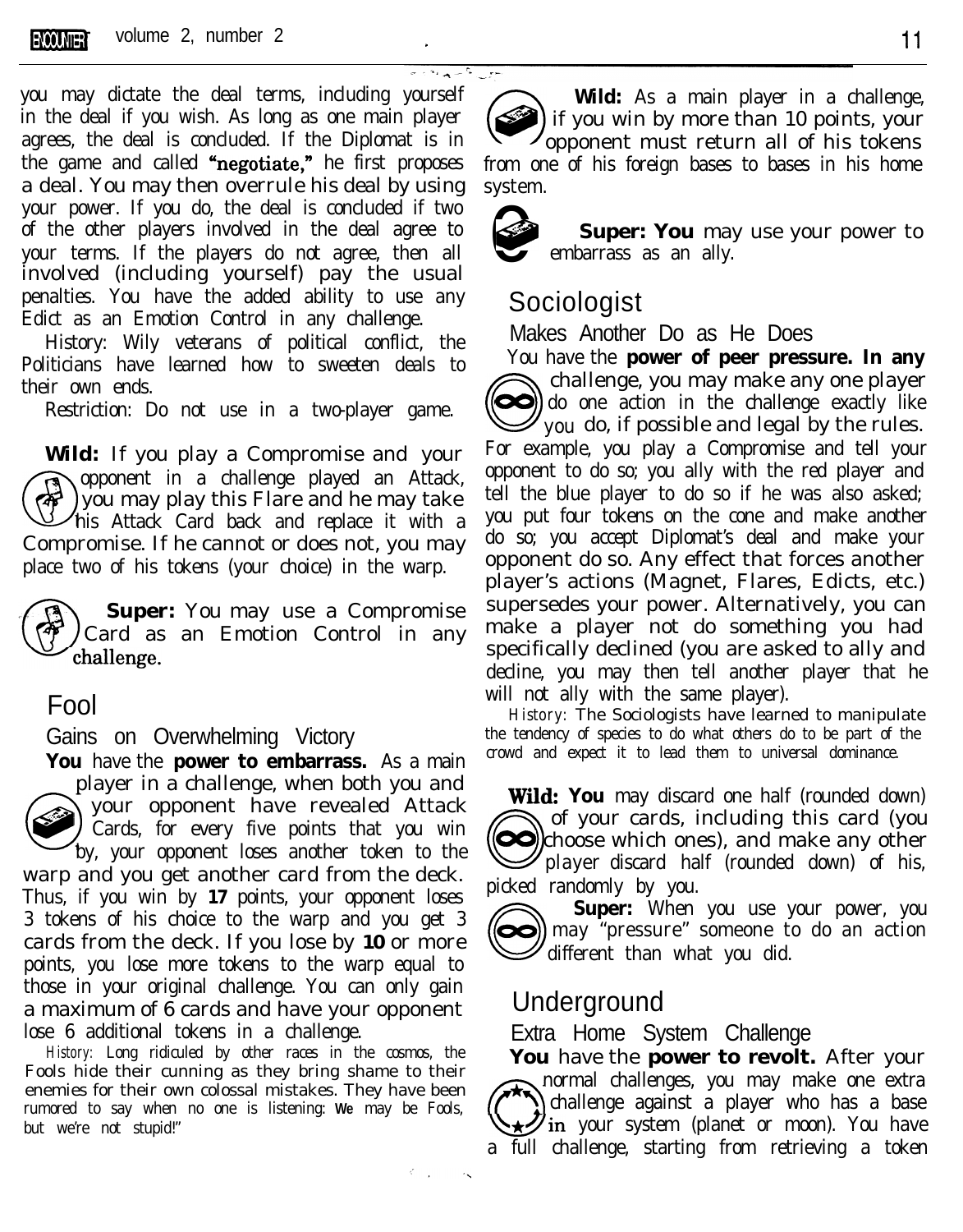you may dictate the deal terms, including yourself in the deal if you wish. As long as one main player agrees, the deal is concluded. If the Diplomat is in the game and called "negotiate," he first proposes a deal. You may then overrule his deal by using your power. If you do, the deal is concluded if two of the other players involved in the deal agree to your terms. If the players do not agree, then all involved (including yourself) pay the usual penalties. You have the added ability to use any Edict as an Emotion Control in any challenge.

History: Wily veterans of political conflict, the Politicians have learned how to sweeten deals to their own ends.

Restriction: Do not use in a two-player game.

**Wild:** If you play a Compromise and your opponent in a challenge played an Attack, you may play this Flare and he may take his Attack Card back and replace it with a Compromise. If he cannot or does not, you may place two of his tokens (your choice) in the warp.

**Super:** You may use a Compromise Card as an Emotion Control in any challenge.

## Fool

### Gains on Overwhelming Victory

**You** have the **power to embarrass.** As a main player in a challenge, when both you and your opponent have revealed Attack Cards, for every five points that you win by, your opponent loses another token to the warp and you get another card from the deck. Thus, if you win by **17** points, your opponent loses 3 tokens of his choice to the warp and you get 3 cards from the deck. If you lose by **10** or more points, you lose more tokens to the warp equal to those in your original challenge. You can only gain a maximum of 6 cards and have your opponent lose 6 additional tokens in a challenge.

*History:* Long ridiculed by other races in the cosmos, the Fools hide their cunning as they bring shame to their enemies for their own colossal mistakes. They have been rumored to say when no one is listening: **We** may be Fools, but we're not stupid!"

**Wild:** As a main player in a challenge, if you win by more than 10 points, your opponent must return all of his tokens from one of his foreign bases to bases in his home system.

**Super: You** may use your power to embarrass as an ally.

## Sociologist

### Makes Another Do as He Does

You have the **power of peer pressure. In any** challenge, you may make any one player do one action in the challenge exactly like you do, if possible and legal by the rules. For example, you play a Compromise and tell your opponent to do so; you ally with the red player and tell the blue player to do so if he was also asked; you put four tokens on the cone and make another do so; you accept Diplomat's deal and make your opponent do so. Any effect that forces another player's actions (Magnet, Flares, Edicts, etc.) supersedes your power. Alternatively, you can make a player not do something you had specifically declined (you are asked to ally and decline, you may then tell another player that he will not ally with the same player).

*History:* The Sociologists have learned to manipulate the tendency of species to do what others do to be part of the crowd and expect it to lead them to universal dominance.

**Wild: You** may discard one half (rounded down) of your cards, including this card (you choose which ones), and make any other player discard half (rounded down) of his, picked randomly by you.

**Super:** When you use your power, you may "pressure" someone to do an action different than what you did.

## Underground

### Extra Home System Challenge

**You** have the **power to revolt.** After your normal challenges, you may make one extra challenge against a player who has a base in your system (planet or moon). You have a full challenge, starting from retrieving a token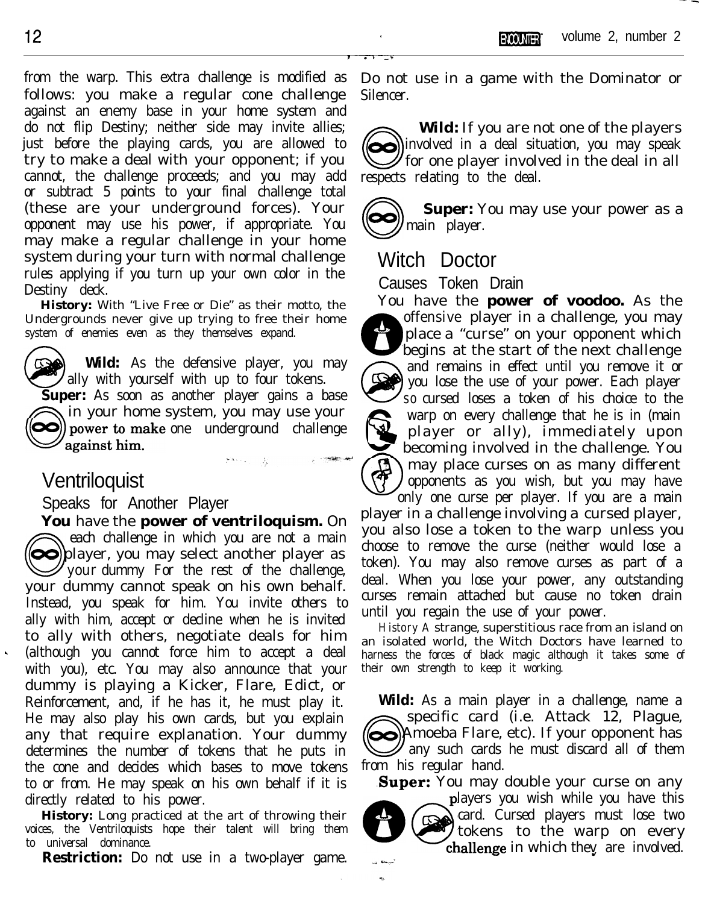from the warp. This extra challenge is modified as follows: you make a regular cone challenge against an enemy base in your home system and do not flip Destiny; neither side may invite allies; just before the playing cards, you are allowed to try to make a deal with your opponent; if you cannot, the challenge proceeds; and you may add or subtract 5 points to your final challenge total (these are your underground forces). Your opponent may use his power, if appropriate. You may make a regular challenge in your home system during your turn with normal challenge rules applying if you turn up your own color in the Destiny deck.

**History:** With "Live Free or Die" as their motto, the Undergrounds never give up trying to free their home system of enemies even as they themselves expand.

**Wild:** As the defensive player, you may ally with yourself with up to four tokens.

**Super:** As soon as another player gains a base in your home system, you may use your power to make one underground challenge against him.

## Ventriloquist

### Speaks for Another Player

**You** have the **power of ventriloquism.** On each challenge in which you are not a main player, you may select another player as your dummy For the rest of the challenge, your dummy cannot speak on his own behalf. Instead, you speak for him. You invite others to ally with him, accept or decline when he is invited to ally with others, negotiate deals for him (although you cannot force him to accept a deal with you), etc. You may also announce that your dummy is playing a Kicker, Flare, Edict, or Reinforcement, and, if he has it, he must play it. He may also play his own cards, but you explain any that require explanation. Your dummy determines the number of tokens that he puts in the cone and decides which bases to move tokens to or from. He may speak on his own behalf if it is directly related to his power.

**History:** Long practiced at the art of throwing their voices, the Ventriloquists hope their talent will bring them to universal dominance.

**Restriction:** Do not use in a two-player game. Do not use in a game with the Dominator or Silencer.

**Wild:** If you are not one of the players involved in a deal situation, you may speak for one player involved in the deal in all respects relating to the deal.

**Super:** You may use your power as a main player.

## Witch Doctor

### Causes Token Drain

You have the **power of voodoo.** As the offensive player in a challenge, you may place a "curse" on your opponent which begins at the start of the next challenge and remains in effect until you remove it or you lose the use of your power. Each player so cursed loses a token of his choice to the warp on every challenge that he is in (main player or ally), immediately upon becoming involved in the challenge. You may place curses on as many different opponents as you wish, but you may have only one curse per player. If you are a main player in a challenge involving a cursed player, you also lose a token to the warp unless you choose to remove the curse (neither would lose a token). You may also remove curses as part of a deal. When you lose your power, any outstanding curses remain attached but cause no token drain until you regain the use of your power.

*History* A strange, superstitious race from an island on an isolated world, the Witch Doctors have learned to harness the forces of black magic although it takes some of their own strength to keep it working.

**Wild:** As a main player in a challenge, name a specific card (i.e. Attack 12, Plague, Amoeba Flare, etc). If your opponent has any such cards he must discard all of them from his regular hand.

**Super:** You may double your curse on any players you wish while you have this card. Cursed players must lose two tokens to the warp on every challenge in which they are involved.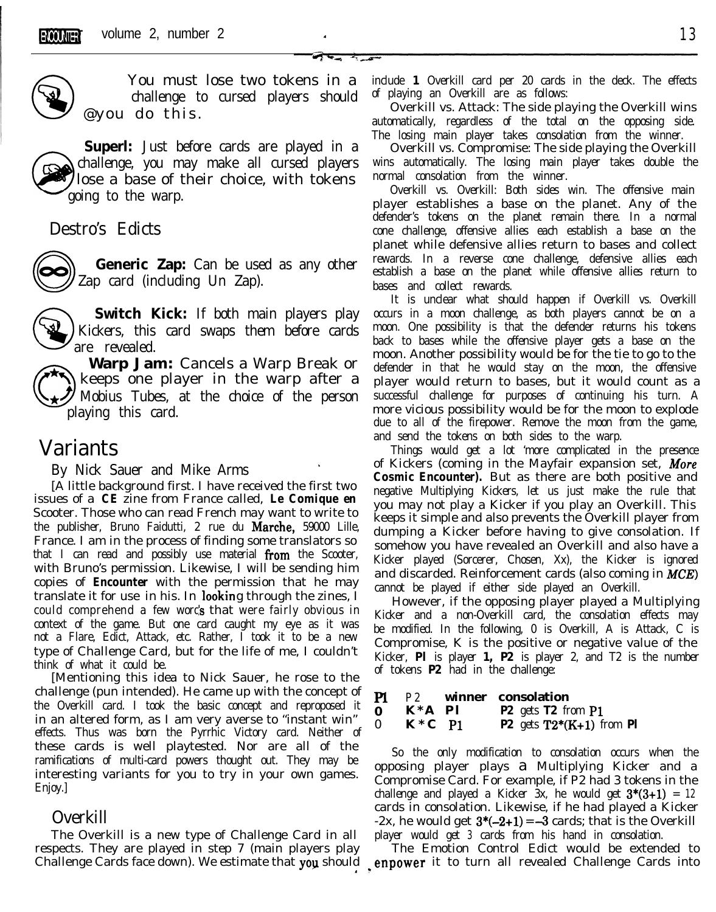You must lose two tokens in a challenge to cursed players should @you do this.

**Superl:** Just before cards are played in a challenge, you may make all cursed players lose a base of their choice, with tokens going to the warp.

## Destro's Edicts

**Generic Zap:** Can be used as any other Zap card (including Un Zap).

**Switch Kick:** If both main players play Kickers, this card swaps them before cards are revealed.

**Warp Jam:** Cancels a Warp Break or keeps one player in the warp after a Mobius Tubes, at the choice of the person playing this card.

# Variants

By Nick Sauer and Mike Arms

[A little background first. I have received the first two issues of a **CE** zine from France called, **Le Comique en** Scooter. Those who can read French may want to write to the publisher, Bruno Faidutti, 2 rue du Marche, 59000 Lille, France. I am in the process of finding some translators so that I can read and possibly use material from the Scooter, with Bruno's permission. Likewise, I will be sending him copies of **Encounter** with the permission that he may translate it for use in his. In looking through the zines, I could comprehend a few words that were fairly obvious in context of the game. But one card caught my eye as it was not a Flare, Edict, Attack, etc. Rather, I took it to be a new type of Challenge Card, but for the life of me, I couldn't think of what it could be.

[Mentioning this idea to Nick Sauer, he rose to the challenge (pun intended). He came up with the concept of the Overkill card. I took the basic concept and reproposed it in an altered form, as I am very averse to "instant win" effects. Thus was born the Pyrrhic Victory card. Neither of these cards is well playtested. Nor are all of the ramifications of multi-card powers thought out. They may be interesting variants for you to try in your own games. Enjoy.]

## Overkill

The Overkill is a new type of Challenge Card in all respects. They are played in step 7 (main players play Challenge Cards face down). We estimate that you should include **1** Overkill card per 20 cards in the deck. The effects of playing an Overkill are as follows:

Overkill vs. Attack: The side playing the Overkill wins automatically, regardless of the total on the opposing side. The losing main player takes consolation from the winner.

Overkill vs. Compromise: The side playing the Overkill wins automatically. The losing main player takes double the normal consolation from the winner.

Overkill vs. Overkill: Both sides win. The offensive main player establishes a base on the planet. Any of the defender's tokens on the planet remain there. In a normal cone challenge, offensive allies each establish a base on the planet while defensive allies return to bases and collect rewards. In a reverse cone challenge, defensive allies each establish a base on the planet while offensive allies return to bases and collect rewards.

It is unclear what should happen if Overkill vs. Overkill occurs in a moon challenge, as both players cannot be on a moon. One possibility is that the defender returns his tokens back to bases while the offensive player gets a base on the moon. Another possibility would be for the tie to go to the defender in that he would stay on the moon, the offensive player would return to bases, but it would count as a successful challenge for purposes of continuing his turn. A more vicious possibility would be for the moon to explode due to all of the firepower. Remove the moon from the game, and send the tokens on both sides to the warp.

Things would get a lot more complicated in the presence of Kickers (coming in the Mayfair expansion set, ***More Cosmic Encounter***). But as there are both positive and negative Multiplying Kickers, let us just make the rule that you may not play a Kicker if you play an Overkill. This keeps it simple and also prevents the Overkill player from dumping a Kicker before having to give consolation. If somehow you have revealed an Overkill and also have a Kicker played (Sorcerer, Chosen, Xx), the Kicker is ignored and discarded. Reinforcement cards (also coming in *MCE*) cannot be played if either side played an Overkill.

However, if the opposing player played a Multiplying Kicker and a non-Overkill card, the consolation effects may be modified. In the following, 0 is Overkill, A is Attack, C is Compromise, K is the positive or negative value of the Kicker, **Pl** is player **1, P2** is player 2, and T2 is the number of tokens **P2** had in the challenge:

| P1 | P2 | winner | consolation |
|---|---|---|---|
| 0 | K*A | P1 | P2 gets T2 from P1 |
| 0 | K*C | P1 | P2 gets T2*(K+1) from P1 |

So the only modification to consolation occurs when the opposing player plays a Multiplying Kicker and a Compromise Card. For example, if P2 had 3 tokens in the challenge and played a Kicker 3x, he would get $3*(3+1) = 12$ cards in consolation. Likewise, if he had played a Kicker -2x, he would get $3*(-2+1) = -3$ cards; that is the Overkill player would get 3 cards from his hand in consolation.

The Emotion Control Edict would be extended to enpower it to turn all revealed Challenge Cards into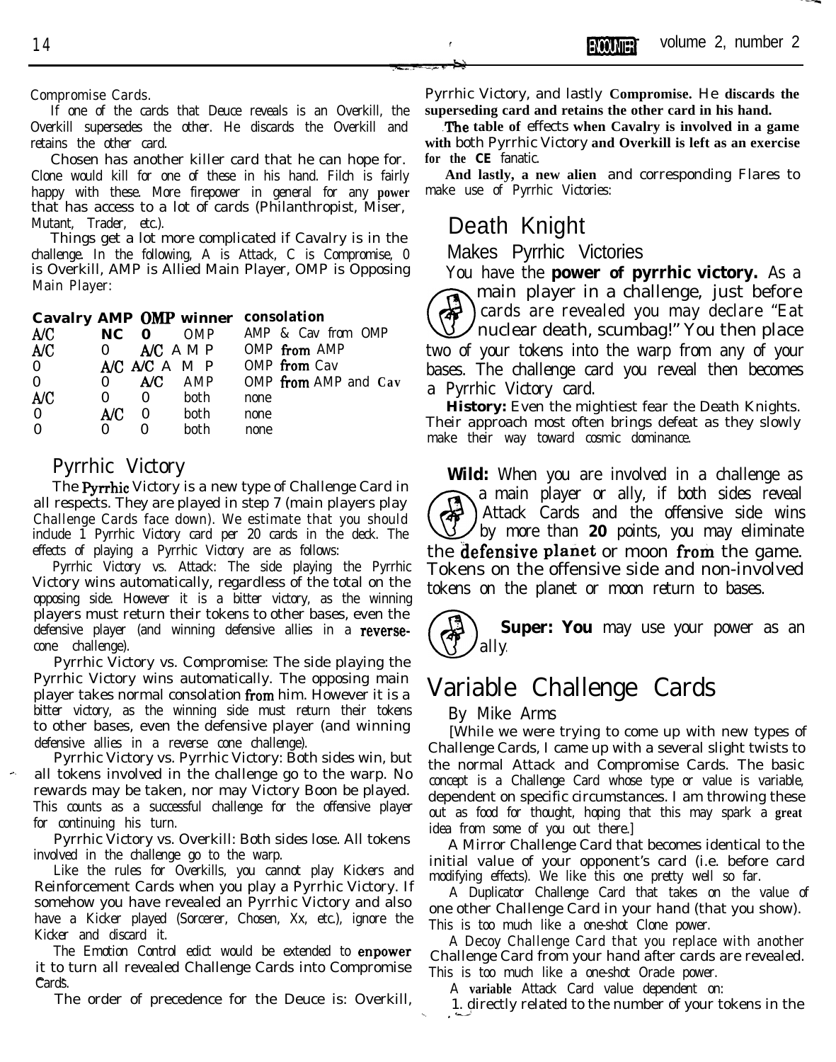Compromise Cards.

If one of the cards that Deuce reveals is an Overkill, the Overkill supersedes the other. He discards the Overkill and retains the other card.

Chosen has another killer card that he can hope for. Clone would kill for one of these in his hand. Filch is fairly happy with these. More firepower in general for any **power** that has access to a lot of cards (Philanthropist, Miser, Mutant, Trader, etc.).

Things get a lot more complicated if Cavalry is in the challenge. In the following, A is Attack, C is Compromise, 0 is Overkill, AMP is Allied Main Player, OMP is Opposing Main Player:

| Cavalry | AMP | OMP | winner | consolation |
|---|---|---|---|---|
| A/C | NC | 0 | OMP | AMP & Cav from OMP |
| A/C | 0 | A/C | AMP | OMP from AMP |
| 0 | A/C | A/C | AMP | OMP from Cav |
| 0 | 0 | A/C | AMP | OMP from AMP and Cav |
| A/C | 0 | 0 | both | none |
| 0 | A/C | 0 | both | none |
| 0 | 0 | 0 | both | none |

## Pyrrhic Victory

The Pyrrhic Victory is a new type of Challenge Card in all respects. They are played in step 7 (main players play Challenge Cards face down). We estimate that you should include 1 Pyrrhic Victory card per 20 cards in the deck. The effects of playing a Pyrrhic Victory are as follows:

Pyrrhic Victory vs. Attack: The side playing the Pyrrhic Victory wins automatically, regardless of the total on the opposing side. However it is a bitter victory, as the winning players must return their tokens to other bases, even the defensive player (and winning defensive allies in a reverse-cone challenge).

Pyrrhic Victory vs. Compromise: The side playing the Pyrrhic Victory wins automatically. The opposing main player takes normal consolation from him. However it is a bitter victory, as the winning side must return their tokens to other bases, even the defensive player (and winning defensive allies in a reverse cone challenge).

Pyrrhic Victory vs. Pyrrhic Victory: Both sides win, but all tokens involved in the challenge go to the warp. No rewards may be taken, nor may Victory Boon be played. This counts as a successful challenge for the offensive player for continuing his turn.

Pyrrhic Victory vs. Overkill: Both sides lose. All tokens involved in the challenge go to the warp.

Like the rules for Overkills, you cannot play Kickers and Reinforcement Cards when you play a Pyrrhic Victory. If somehow you have revealed an Pyrrhic Victory and also have a Kicker played (Sorcerer, Chosen, Xx, etc.), ignore the Kicker and discard it.

The Emotion Control edict would be extended to enpower it to turn all revealed Challenge Cards into Compromise Cards.

The order of precedence for the Deuce is: Overkill, Pyrrhic Victory, and lastly **Compromise. He discards the superseding card and retains the other card in his hand.**

**The table of** effects **when Cavalry is involved in a game with** both Pyrrhic Victory **and Overkill is left as an exercise for the CE** fanatic.

**And lastly, a new alien** and corresponding Flares to make use of Pyrrhic Victories:

## Death Knight

### Makes Pyrrhic Victories

You have the **power of pyrrhic victory.** As a main player in a challenge, just before cards are revealed you may declare "Eat nuclear death, scumbag!" You then place two of your tokens into the warp from any of your bases. The challenge card you reveal then becomes a Pyrrhic Victory card.

**History:** Even the mightiest fear the Death Knights. Their approach most often brings defeat as they slowly make their way toward cosmic dominance.

**Wild:** When you are involved in a challenge as a main player or ally, if both sides reveal Attack Cards and the offensive side wins by more than **20** points, you may eliminate the defensive planet or moon from the game. Tokens on the offensive side and non-involved tokens on the planet or moon return to bases.

**Super: You** may use your power as an ally.

# Variable Challenge Cards

By Mike Arms

[While we were trying to come up with new types of Challenge Cards, I came up with a several slight twists to the normal Attack and Compromise Cards. The basic concept is a Challenge Card whose type or value is variable, dependent on specific circumstances. I am throwing these out as food for thought, hoping that this may spark a **great** idea from some of you out there.]

A Mirror Challenge Card that becomes identical to the initial value of your opponent's card (i.e. before card modifying effects). We like this one pretty well so far.

A Duplicator Challenge Card that takes on the value of one other Challenge Card in your hand (that you show). This is too much like a one-shot Clone power.

A Decoy Challenge Card that you replace with another Challenge Card from your hand after cards are revealed. This is too much like a one-shot Oracle power.

A **variable** Attack Card value dependent on:

1. directly related to the number of your tokens in the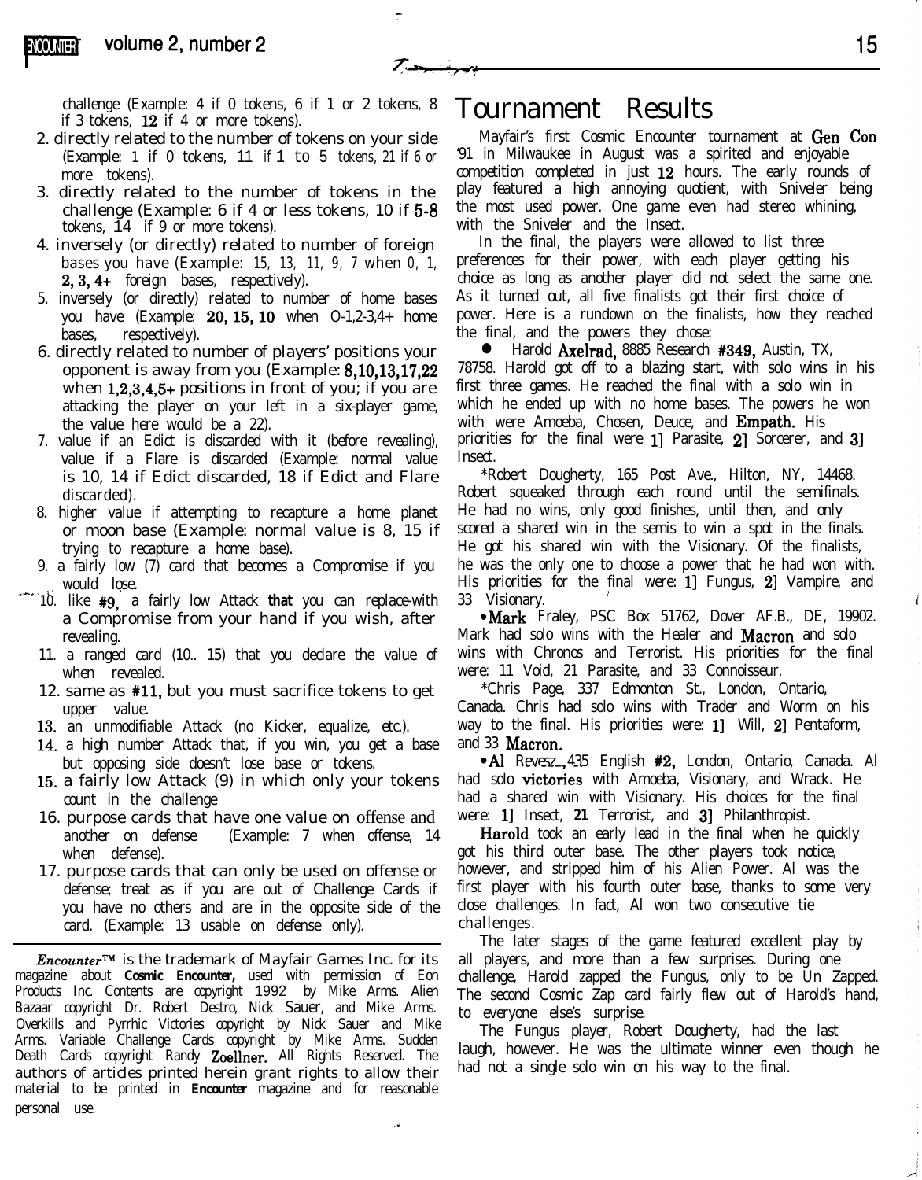challenge (Example: 4 if 0 tokens, 6 if 1 or 2 tokens, 8 if 3 tokens, 12 if 4 or more tokens).

2. directly related to the number of tokens on your side (Example: 1 if 0 tokens, 11 if 1 to 5 tokens, 21 if 6 or more tokens).
3. directly related to the number of tokens in the challenge (Example: 6 if 4 or less tokens, 10 if 5-8 tokens, 14 if 9 or more tokens).
4. inversely (or directly) related to number of foreign bases you have (Example: 15, 13, 11, 9, 7 when 0, 1, 2, 3, 4+ foreign bases, respectively).
5. inversely (or directly) related to number of home bases you have (Example: 20, 15, 10 when 0-1,2-3,4+ home bases, respectively).
6. directly related to number of players' positions your opponent is away from you (Example: 8,10,13,17,22 when 1,2,3,4,5+ positions in front of you; if you are attacking the player on your left in a six-player game, the value here would be a 22).
7. value if an Edict is discarded with it (before revealing), value if a Flare is discarded (Example: normal value is 10, 14 if Edict discarded, 18 if Edict and Flare discarded).
8. higher value if attempting to recapture a home planet or moon base (Example: normal value is 8, 15 if trying to recapture a home base).
9. a fairly low (7) card that becomes a Compromise if you would lose.
10. like #9, a fairly low Attack that you can replace with a Compromise from your hand if you wish, after revealing.
11. a ranged card (10.. 15) that you declare the value of when revealed.
12. same as #11, but you must sacrifice tokens to get upper value.
13. an unmodifiable Attack (no Kicker, equalize, etc.).
14. a high number Attack that, if you win, you get a base but opposing side doesn't lose base or tokens.
15. a fairly low Attack (9) in which only your tokens count in the challenge
16. purpose cards that have one value on offense and another on defense (Example: 7 when offense, 14 when defense).
17. purpose cards that can only be used on offense or defense; treat as if you are out of Challenge Cards if you have no others and are in the opposite side of the card. (Example: 13 usable on defense only).

---

*Encounter™* is the trademark of Mayfair Games Inc. for its magazine about **Cosmic Encounter,** used with permission of Eon Products Inc. Contents are copyright 1992 by Mike Arms. Alien Bazaar copyright Dr. Robert Destro, Nick Sauer, and Mike Arms. Overkills and Pyrrhic Victories copyright by Nick Sauer and Mike Arms. Variable Challenge Cards copyright by Mike Arms. Sudden Death Cards copyright Randy Zoellner. All Rights Reserved. The authors of articles printed herein grant rights to allow their material to be printed in **Encounter** magazine and for reasonable personal use.

# Tournament Results

Mayfair's first Cosmic Encounter tournament at Gen Con '91 in Milwaukee in August was a spirited and enjoyable competition completed in just 12 hours. The early rounds of play featured a high annoying quotient, with Sniveler being the most used power. One game even had stereo whining, with the Sniveler and the Insect.

In the final, the players were allowed to list three preferences for their power, with each player getting his choice as long as another player did not select the same one. As it turned out, all five finalists got their first choice of power. Here is a rundown on the finalists, how they reached the final, and the powers they chose:

- Harold Axelrad, 8885 Research #349, Austin, TX, 78758. Harold got off to a blazing start, with solo wins in his first three games. He reached the final with a solo win in which he ended up with no home bases. The powers he won with were Amoeba, Chosen, Deuce, and Empath. His priorities for the final were 1] Parasite, 2] Sorcerer, and 3] Insect.

*Robert Dougherty, 165 Post Ave., Hilton, NY, 14468. Robert squeaked through each round until the semifinals. He had no wins, only good finishes, until then, and only scored a shared win in the semis to win a spot in the finals. He got his shared win with the Visionary. Of the finalists, he was the only one to choose a power that he had won with. His priorities for the final were: 1] Fungus, 2] Vampire, and 33 Visionary.

- Mark Fraley, PSC Box 51762, Dover AF.B., DE, 19902. Mark had solo wins with the Healer and Macron and solo wins with Chronos and Terrorist. His priorities for the final were: 11 Void, 21 Parasite, and 33 Connoisseur.

*Chris Page, 337 Edmonton St., London, Ontario, Canada. Chris had solo wins with Trader and Worm on his way to the final. His priorities were: 1] Will, 2] Pentaform, and 33 Macron.

- Al Revesz., 435 English #2, London, Ontario, Canada. Al had solo victories with Amoeba, Visionary, and Wrack. He had a shared win with Visionary. His choices for the final were: 1] Insect, 21 Terrorist, and 3] Philanthropist.

Harold took an early lead in the final when he quickly got his third outer base. The other players took notice, however, and stripped him of his Alien Power. Al was the first player with his fourth outer base, thanks to some very close challenges. In fact, Al won two consecutive tie challenges.

The later stages of the game featured excellent play by all players, and more than a few surprises. During one challenge, Harold zapped the Fungus, only to be Un Zapped. The second Cosmic Zap card fairly flew out of Harold's hand, to everyone else's surprise.

The Fungus player, Robert Dougherty, had the last laugh, however. He was the ultimate winner even though he had not a single solo win on his way to the final.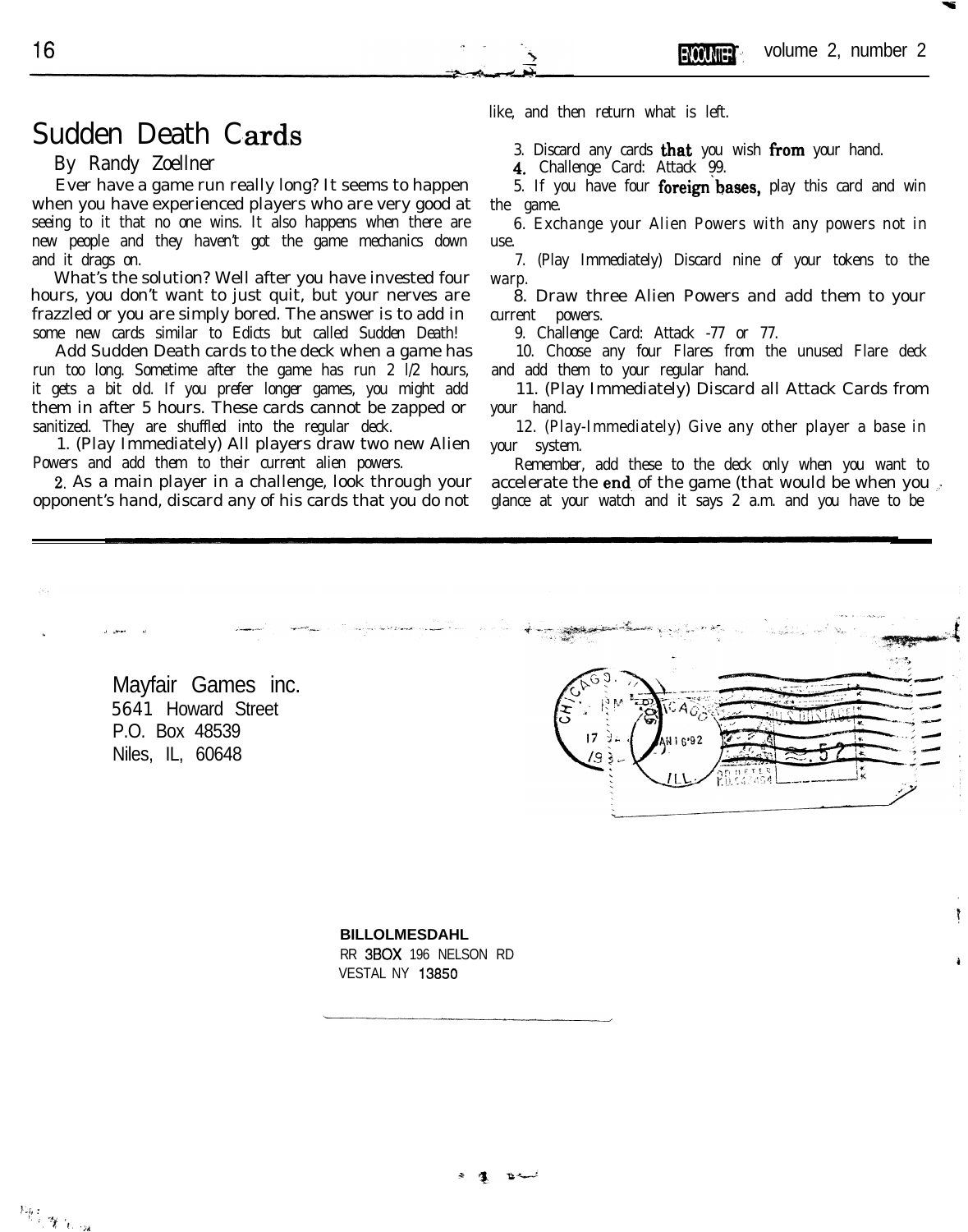# Sudden Death Cards

By Randy Zoellner

Ever have a game run really long? It seems to happen when you have experienced players who are very good at seeing to it that no one wins. It also happens when there are new people and they haven't got the game mechanics down and it drags on.

What's the solution? Well after you have invested four hours, you don't want to just quit, but your nerves are frazzled or you are simply bored. The answer is to add in some new cards similar to Edicts but called Sudden Death!

Add Sudden Death cards to the deck when a game has run too long. Sometime after the game has run 2 1/2 hours, it gets a bit old. If you prefer longer games, you might add them in after 5 hours. These cards cannot be zapped or sanitized. They are shuffled into the regular deck.

1. (Play Immediately) All players draw two new Alien Powers and add them to their current alien powers.
2. As a main player in a challenge, look through your opponent's hand, discard any of his cards that you do not like, and then return what is left.
3. Discard any cards that you wish from your hand.
4. Challenge Card: Attack 99.
5. If you have four foreign bases, play this card and win the game.
6. Exchange your Alien Powers with any powers not in use.
7. (Play Immediately) Discard nine of your tokens to the warp.
8. Draw three Alien Powers and add them to your current powers.
9. Challenge Card: Attack -77 or 77.
10. Choose any four Flares from the unused Flare deck and add them to your regular hand.
11. (Play Immediately) Discard all Attack Cards from your hand.
12. (Play-Immediately) Give any other player a base in your system.

Remember, add these to the deck only when you want to accelerate the end of the game (that would be when you glance at your watch and it says 2 a.m. and you have to be

Mayfair Games inc.
5641 Howard Street
P.O. Box 48539
Niles, IL, 60648

**BILLOLMESDAHL**
RR 3BOX 196 NELSON RD
VESTAL NY 13850